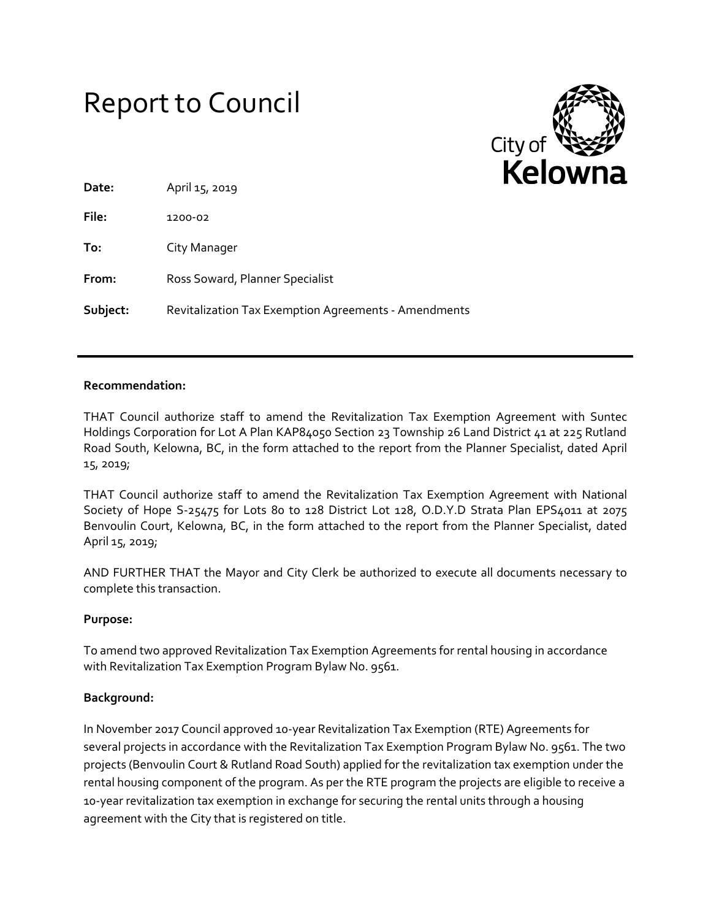# Report to Council

**Date:** April 15, 2019

**File:** 1200-02

**To:** City Manager

**From:** Ross Soward, Planner Specialist

**Subject:** Revitalization Tax Exemption Agreements - Amendments

---

**Recommendation:**

THAT Council authorize staff to amend the Revitalization Tax Exemption Agreement with Suntec Holdings Corporation for Lot A Plan KAP84050 Section 23 Township 26 Land District 41 at 225 Rutland Road South, Kelowna, BC, in the form attached to the report from the Planner Specialist, dated April 15, 2019;

THAT Council authorize staff to amend the Revitalization Tax Exemption Agreement with National Society of Hope S-25475 for Lots 80 to 128 District Lot 128, O.D.Y.D Strata Plan EPS4011 at 2075 Benvoulin Court, Kelowna, BC, in the form attached to the report from the Planner Specialist, dated April 15, 2019;

AND FURTHER THAT the Mayor and City Clerk be authorized to execute all documents necessary to complete this transaction.

**Purpose:**

To amend two approved Revitalization Tax Exemption Agreements for rental housing in accordance with Revitalization Tax Exemption Program Bylaw No. 9561.

**Background:**

In November 2017 Council approved 10-year Revitalization Tax Exemption (RTE) Agreements for several projects in accordance with the Revitalization Tax Exemption Program Bylaw No. 9561. The two projects (Benvoulin Court & Rutland Road South) applied for the revitalization tax exemption under the rental housing component of the program. As per the RTE program the projects are eligible to receive a 10-year revitalization tax exemption in exchange for securing the rental units through a housing agreement with the City that is registered on title.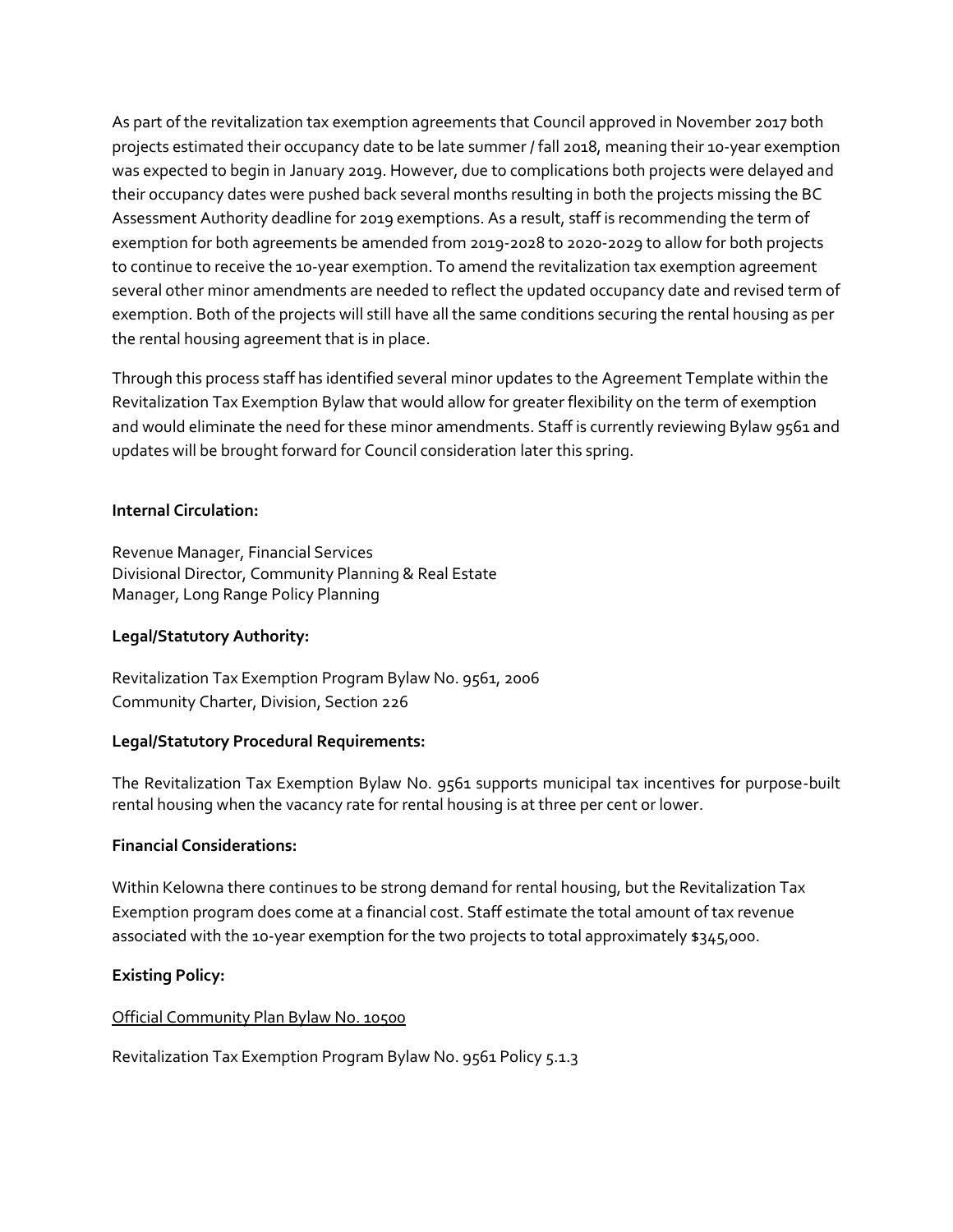As part of the revitalization tax exemption agreements that Council approved in November 2017 both projects estimated their occupancy date to be late summer / fall 2018, meaning their 10-year exemption was expected to begin in January 2019. However, due to complications both projects were delayed and their occupancy dates were pushed back several months resulting in both the projects missing the BC Assessment Authority deadline for 2019 exemptions. As a result, staff is recommending the term of exemption for both agreements be amended from 2019-2028 to 2020-2029 to allow for both projects to continue to receive the 10-year exemption. To amend the revitalization tax exemption agreement several other minor amendments are needed to reflect the updated occupancy date and revised term of exemption. Both of the projects will still have all the same conditions securing the rental housing as per the rental housing agreement that is in place.

Through this process staff has identified several minor updates to the Agreement Template within the Revitalization Tax Exemption Bylaw that would allow for greater flexibility on the term of exemption and would eliminate the need for these minor amendments. Staff is currently reviewing Bylaw 9561 and updates will be brought forward for Council consideration later this spring.

**Internal Circulation:**

Revenue Manager, Financial Services
Divisional Director, Community Planning & Real Estate
Manager, Long Range Policy Planning

**Legal/Statutory Authority:**

Revitalization Tax Exemption Program Bylaw No. 9561, 2006
Community Charter, Division, Section 226

**Legal/Statutory Procedural Requirements:**

The Revitalization Tax Exemption Bylaw No. 9561 supports municipal tax incentives for purpose-built rental housing when the vacancy rate for rental housing is at three per cent or lower.

**Financial Considerations:**

Within Kelowna there continues to be strong demand for rental housing, but the Revitalization Tax Exemption program does come at a financial cost. Staff estimate the total amount of tax revenue associated with the 10-year exemption for the two projects to total approximately $345,000.

**Existing Policy:**

Official Community Plan Bylaw No. 10500

Revitalization Tax Exemption Program Bylaw No. 9561 Policy 5.1.3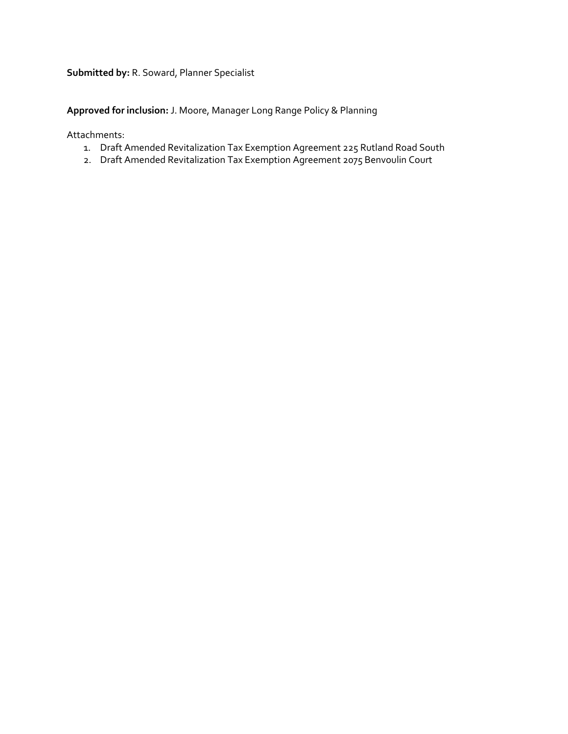**Submitted by:** R. Soward, Planner Specialist

**Approved for inclusion:** J. Moore, Manager Long Range Policy & Planning

Attachments:

1. Draft Amended Revitalization Tax Exemption Agreement 225 Rutland Road South
2. Draft Amended Revitalization Tax Exemption Agreement 2075 Benvoulin Court